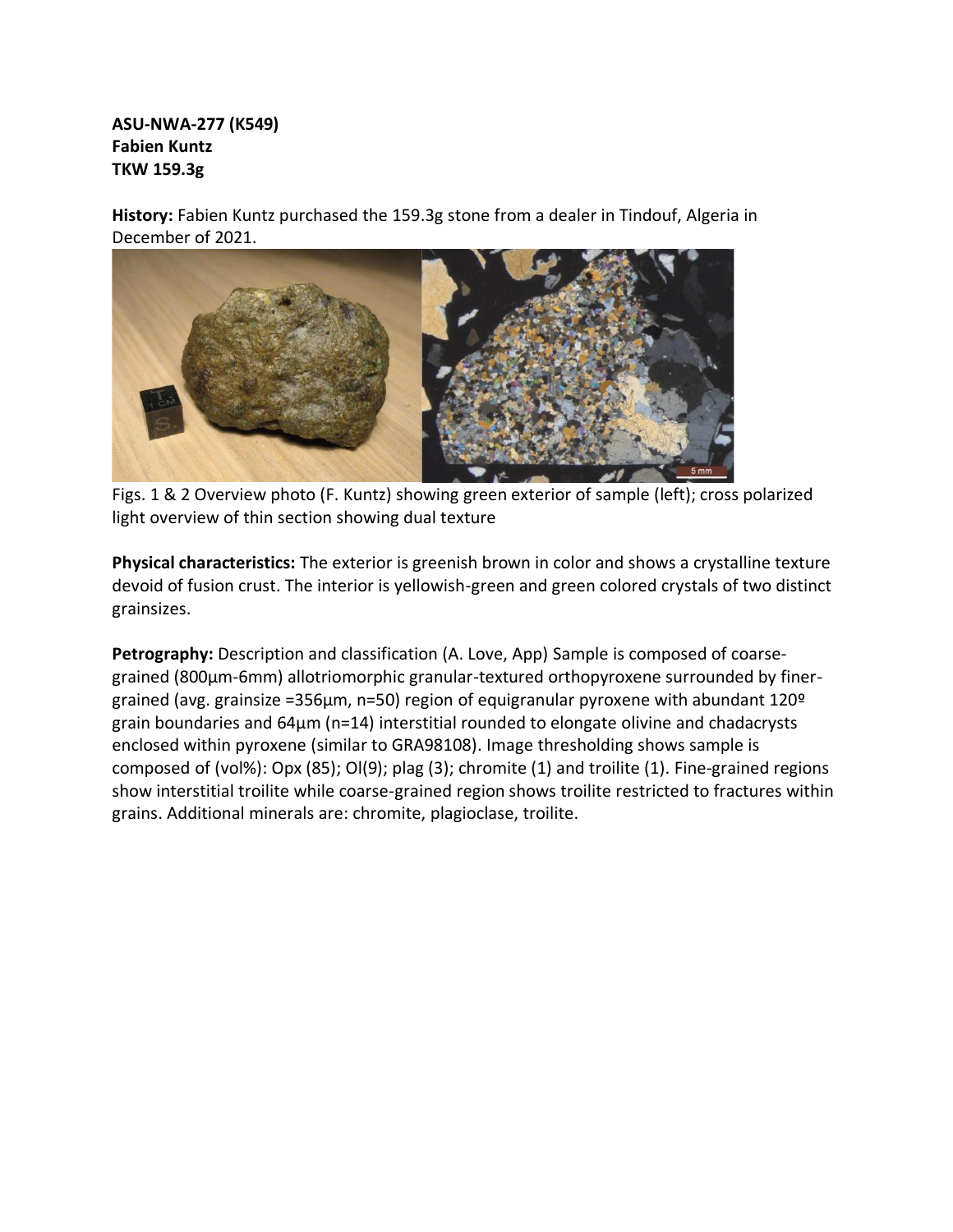**ASU-NWA-277 (K549)**
**Fabien Kuntz**
**TKW 159.3g**

**History:** Fabien Kuntz purchased the 159.3g stone from a dealer in Tindouf, Algeria in December of 2021.

Figs. 1 & 2 Overview photo (F. Kuntz) showing green exterior of sample (left); cross polarized light overview of thin section showing dual texture

**Physical characteristics:** The exterior is greenish brown in color and shows a crystalline texture devoid of fusion crust. The interior is yellowish-green and green colored crystals of two distinct grainsizes.

**Petrography:** Description and classification (A. Love, App) Sample is composed of coarse-grained (800µm-6mm) allotriomorphic granular-textured orthopyroxene surrounded by finer-grained (avg. grainsize =356µm, n=50) region of equigranular pyroxene with abundant 120º grain boundaries and 64µm (n=14) interstitial rounded to elongate olivine and chadacrysts enclosed within pyroxene (similar to GRA98108). Image thresholding shows sample is composed of (vol%): Opx (85); Ol(9); plag (3); chromite (1) and troilite (1). Fine-grained regions show interstitial troilite while coarse-grained region shows troilite restricted to fractures within grains. Additional minerals are: chromite, plagioclase, troilite.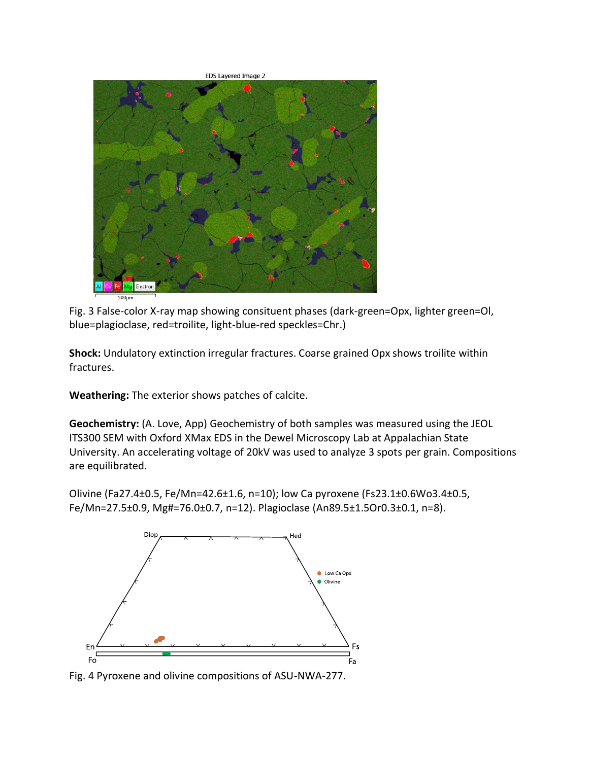Fig. 3 False-color X-ray map showing consituent phases (dark-green=Opx, lighter green=Ol, blue=plagioclase, red=troilite, light-blue-red speckles=Chr.)

**Shock:** Undulatory extinction irregular fractures. Coarse grained Opx shows troilite within fractures.

**Weathering:** The exterior shows patches of calcite.

**Geochemistry:** (A. Love, App) Geochemistry of both samples was measured using the JEOL ITS300 SEM with Oxford XMax EDS in the Dewel Microscopy Lab at Appalachian State University. An accelerating voltage of 20kV was used to analyze 3 spots per grain. Compositions are equilibrated.

Olivine ($Fa_{27.4\pm0.5}$, Fe/Mn=42.6±1.6, n=10); low Ca pyroxene ($Fs_{23.1\pm0.6}Wo_{3.4\pm0.5}$, Fe/Mn=27.5±0.9, Mg#=76.0±0.7, n=12). Plagioclase ($An_{89.5\pm1.5}Or_{0.3\pm0.1}$, n=8).

Fig. 4 Pyroxene and olivine compositions of ASU-NWA-277.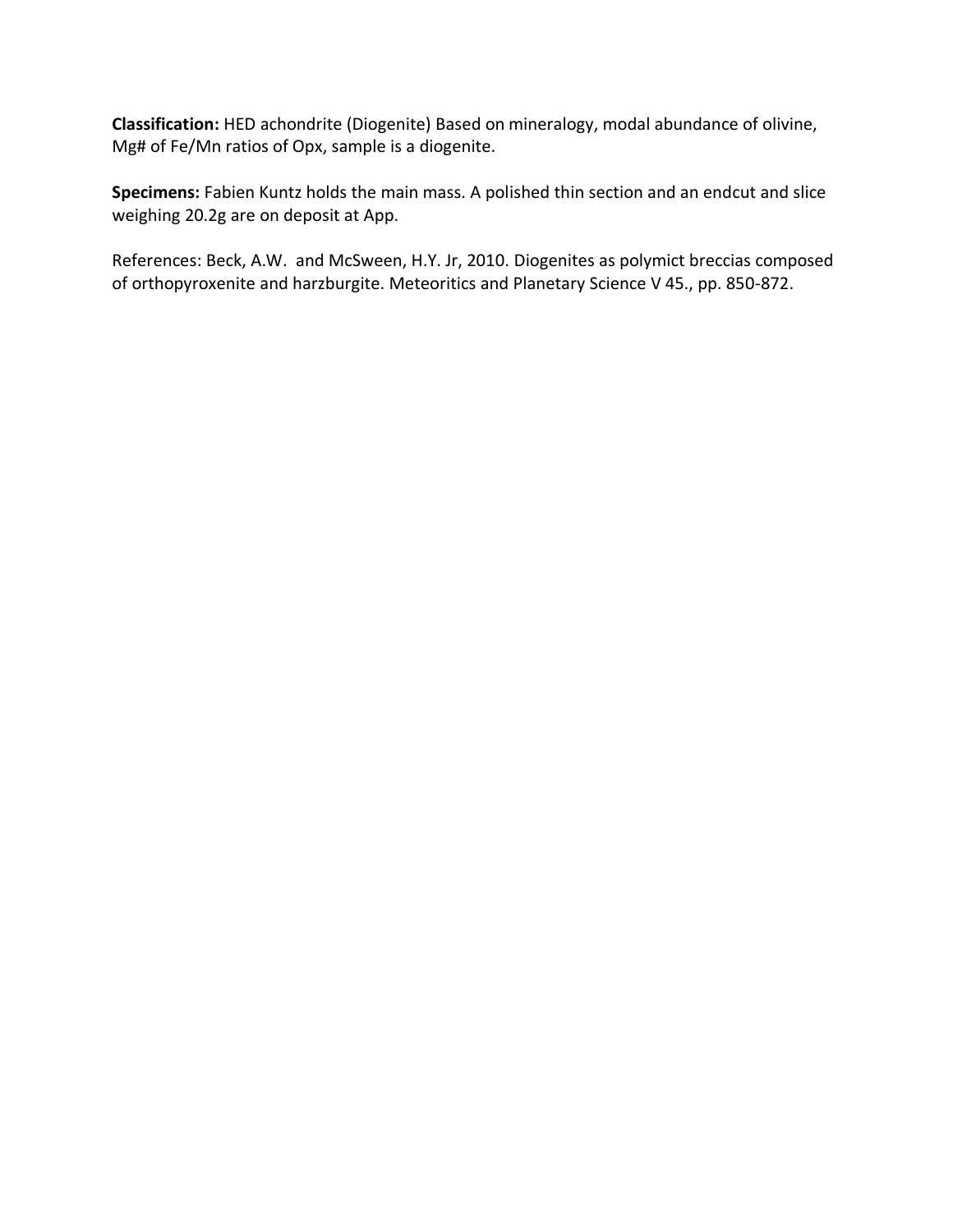**Classification:** HED achondrite (Diogenite) Based on mineralogy, modal abundance of olivine, Mg# of Fe/Mn ratios of Opx, sample is a diogenite.

**Specimens:** Fabien Kuntz holds the main mass. A polished thin section and an endcut and slice weighing 20.2g are on deposit at App.

References: Beck, A.W. and McSween, H.Y. Jr, 2010. Diogenites as polymict breccias composed of orthopyroxenite and harzburgite. Meteoritics and Planetary Science V 45., pp. 850-872.